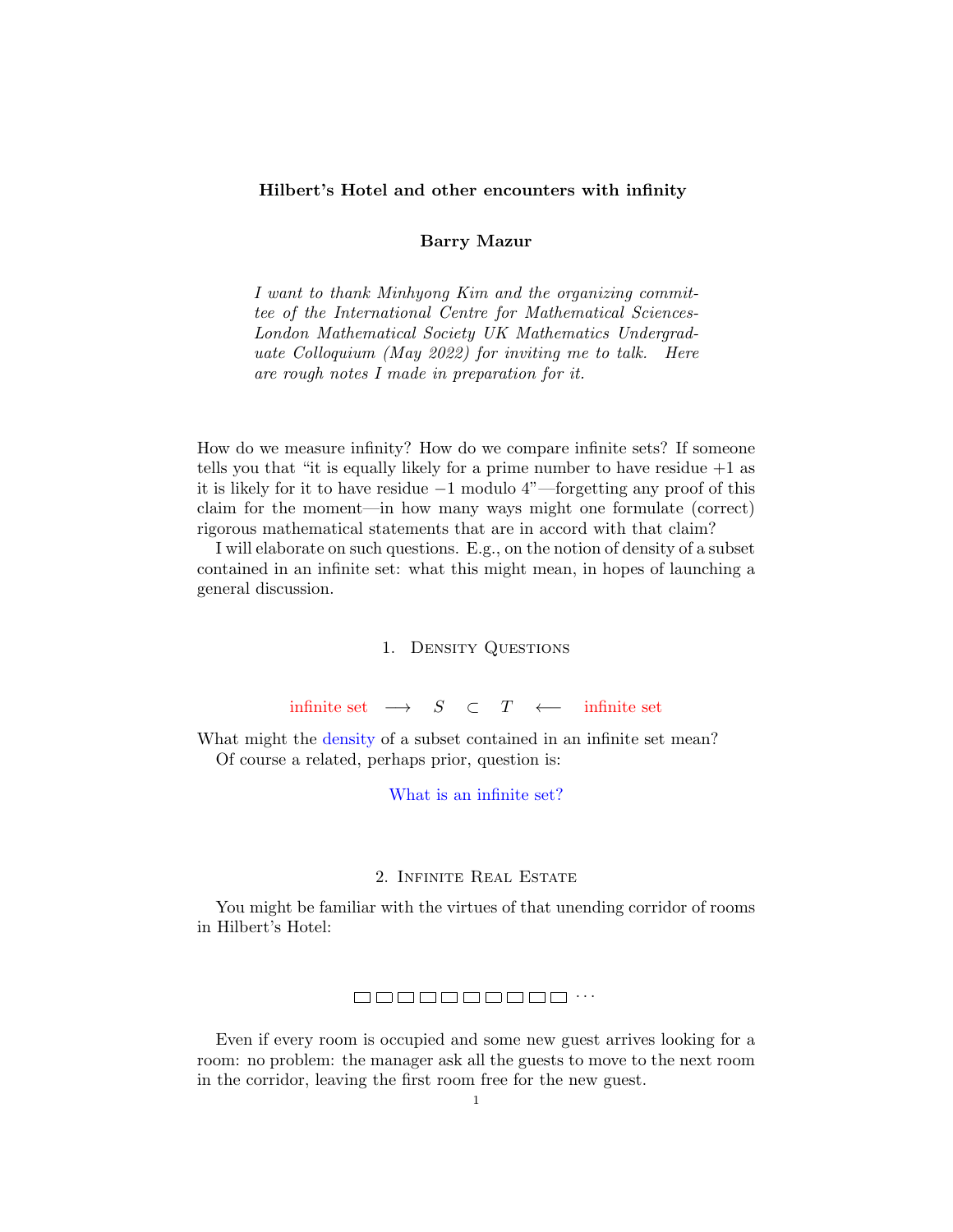# Hilbert's Hotel and other encounters with infinity

**Barry Mazur**

*I want to thank Minhyong Kim and the organizing committee of the International Centre for Mathematical Sciences-London Mathematical Society UK Mathematics Undergraduate Colloquium (May 2022) for inviting me to talk. Here are rough notes I made in preparation for it.*

How do we measure infinity? How do we compare infinite sets? If someone tells you that "it is equally likely for a prime number to have residue $+1$ as it is likely for it to have residue $-1$ modulo 4"—forgetting any proof of this claim for the moment—in how many ways might one formulate (correct) rigorous mathematical statements that are in accord with that claim?

I will elaborate on such questions. E.g., on the notion of density of a subset contained in an infinite set: what this might mean, in hopes of launching a general discussion.

## 1. Density Questions

$$\text{infinite set} \longrightarrow \quad S \quad \subset \quad T \quad \longleftarrow \text{infinite set}$$

What might the density of a subset contained in an infinite set mean?

Of course a related, perhaps prior, question is:

What is an infinite set?

## 2. Infinite Real Estate

You might be familiar with the virtues of that unending corridor of rooms in Hilbert's Hotel:

$$\square\square\square\square\square\square\square\square\square\square \cdots$$

Even if every room is occupied and some new guest arrives looking for a room: no problem: the manager ask all the guests to move to the next room in the corridor, leaving the first room free for the new guest.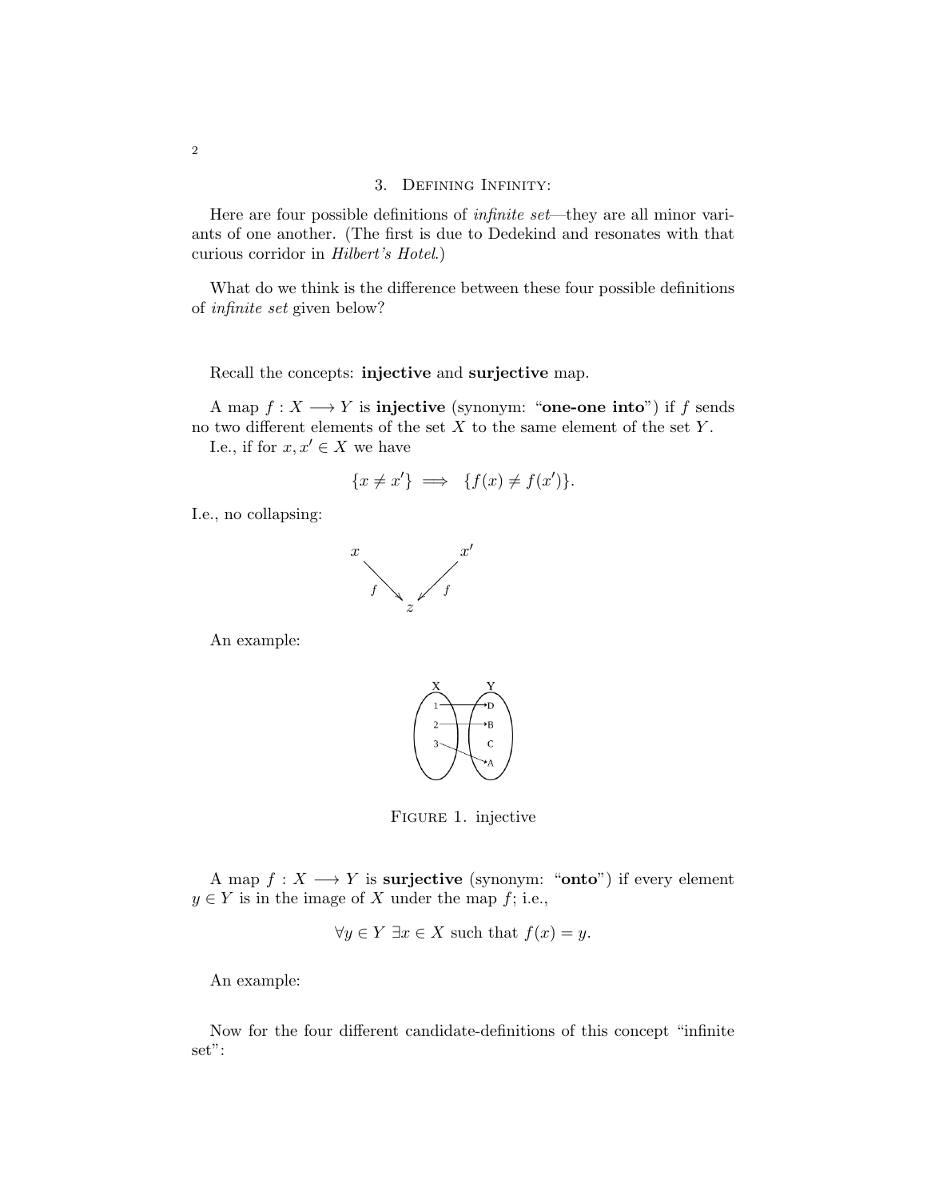## 3. Defining Infinity:

Here are four possible definitions of *infinite set*—they are all minor variants of one another. (The first is due to Dedekind and resonates with that curious corridor in *Hilbert's Hotel*.)

What do we think is the difference between these four possible definitions of *infinite set* given below?

Recall the concepts: **injective** and **surjective** map.

A map $f : X \longrightarrow Y$ is **injective** (synonym: "**one-one into**") if $f$ sends no two different elements of the set $X$ to the same element of the set $Y$.

I.e., if for $x, x' \in X$ we have

$$\{x \neq x'\} \implies \{f(x) \neq f(x')\}.$$

I.e., no collapsing:

An example:

Figure 1. injective

A map $f : X \longrightarrow Y$ is **surjective** (synonym: "**onto**") if every element $y \in Y$ is in the image of $X$ under the map $f$; i.e.,

$$\forall y \in Y \ \exists x \in X \text{ such that } f(x) = y.$$

An example:

Now for the four different candidate-definitions of this concept "infinite set":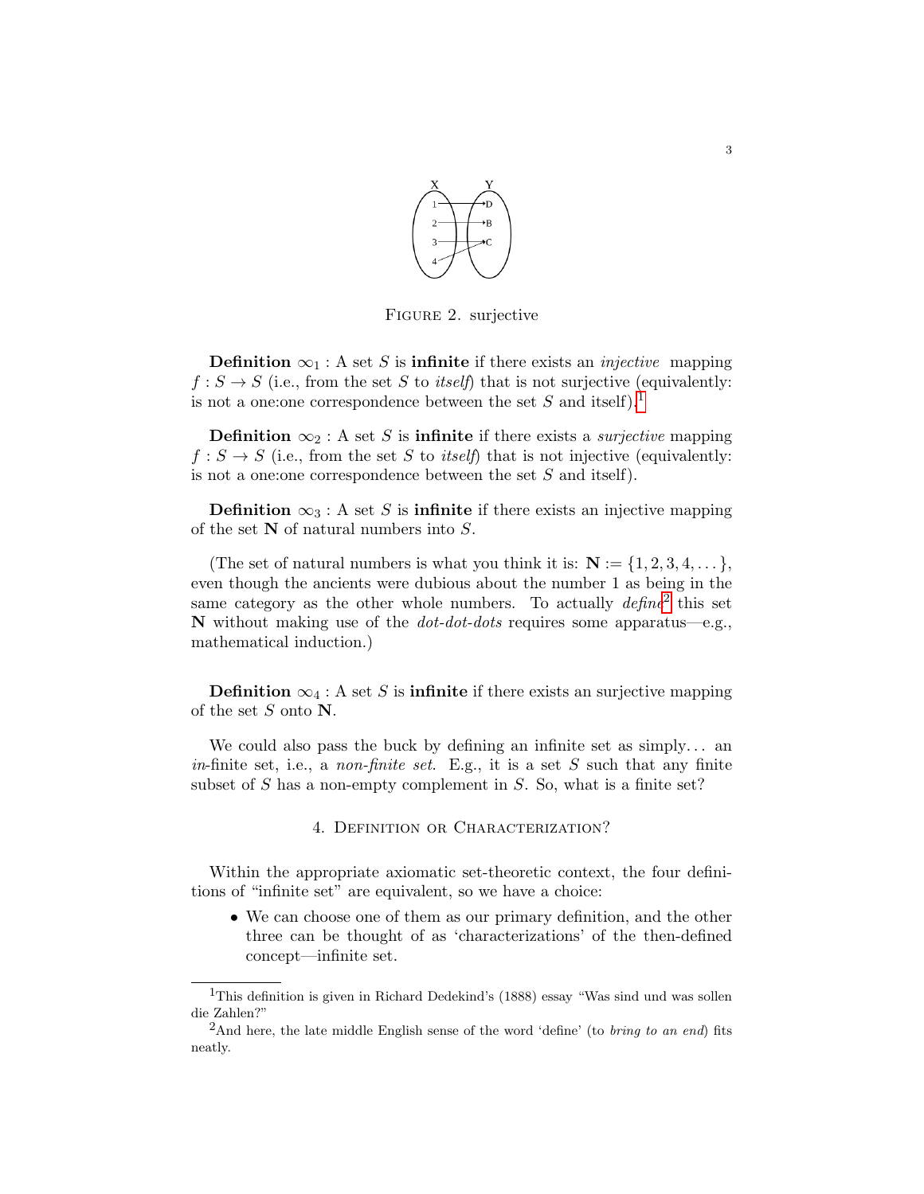FIGURE 2. surjective

**Definition** $\infty_1$ : A set $S$ is **infinite** if there exists an *injective* mapping $f : S \to S$ (i.e., from the set $S$ to *itself*) that is not surjective (equivalently: is not a one:one correspondence between the set $S$ and itself).[1]

**Definition** $\infty_2$ : A set $S$ is **infinite** if there exists a *surjective* mapping $f : S \to S$ (i.e., from the set $S$ to *itself*) that is not injective (equivalently: is not a one:one correspondence between the set $S$ and itself).

**Definition** $\infty_3$ : A set $S$ is **infinite** if there exists an injective mapping of the set $\mathbf{N}$ of natural numbers into $S$.

(The set of natural numbers is what you think it is: $\mathbf{N} := \{1, 2, 3, 4, \dots\}$, even though the ancients were dubious about the number 1 as being in the same category as the other whole numbers. To actually *define*[2] this set $\mathbf{N}$ without making use of the *dot-dot-dots* requires some apparatus—e.g., mathematical induction.)

**Definition** $\infty_4$ : A set $S$ is **infinite** if there exists an surjective mapping of the set $S$ onto $\mathbf{N}$.

We could also pass the buck by defining an infinite set as simply... an *in*-finite set, i.e., a *non-finite set*. E.g., it is a set $S$ such that any finite subset of $S$ has a non-empty complement in $S$. So, what is a finite set?

## 4. Definition or Characterization?

Within the appropriate axiomatic set-theoretic context, the four definitions of "infinite set" are equivalent, so we have a choice:

- We can choose one of them as our primary definition, and the other three can be thought of as 'characterizations' of the then-defined concept—infinite set.

---

[1] This definition is given in Richard Dedekind's (1888) essay "Was sind und was sollen die Zahlen?"

[2] And here, the late middle English sense of the word 'define' (to *bring to an end*) fits neatly.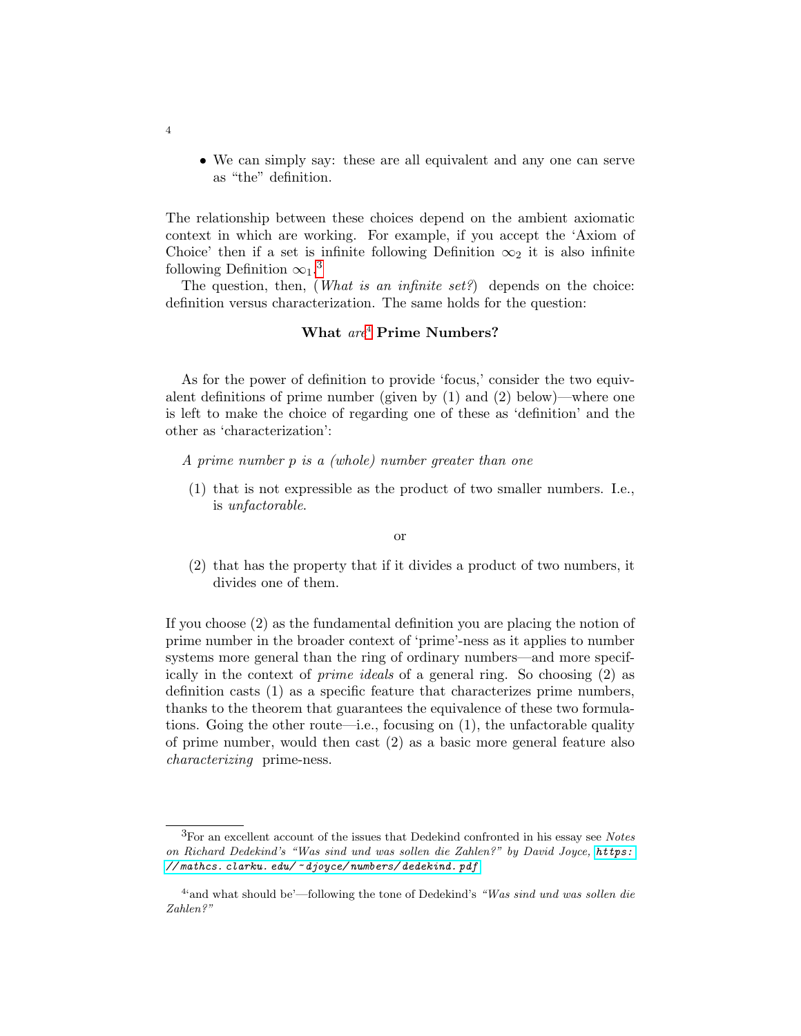- We can simply say: these are all equivalent and any one can serve as "the" definition.

The relationship between these choices depend on the ambient axiomatic context in which are working. For example, if you accept the 'Axiom of Choice' then if a set is infinite following Definition $\infty_2$ it is also infinite following Definition $\infty_1$.[3]

The question, then, (*What is an infinite set?*) depends on the choice: definition versus characterization. The same holds for the question:

**What** ***are***[4] **Prime Numbers?**

As for the power of definition to provide 'focus,' consider the two equivalent definitions of prime number (given by (1) and (2) below)—where one is left to make the choice of regarding one of these as 'definition' and the other as 'characterization':

*A prime number p is a (whole) number greater than one*

(1) that is not expressible as the product of two smaller numbers. I.e., is *unfactorable*.

or

(2) that has the property that if it divides a product of two numbers, it divides one of them.

If you choose (2) as the fundamental definition you are placing the notion of prime number in the broader context of 'prime'-ness as it applies to number systems more general than the ring of ordinary numbers—and more specifically in the context of *prime ideals* of a general ring. So choosing (2) as definition casts (1) as a specific feature that characterizes prime numbers, thanks to the theorem that guarantees the equivalence of these two formulations. Going the other route—i.e., focusing on (1), the unfactorable quality of prime number, would then cast (2) as a basic more general feature also *characterizing* prime-ness.

---

[3] For an excellent account of the issues that Dedekind confronted in his essay see *Notes on Richard Dedekind's "Was sind und was sollen die Zahlen?"* by David Joyce, https://mathcs.clarku.edu/~djoyce/numbers/dedekind.pdf

[4] 'and what should be'—following the tone of Dedekind's *"Was sind und was sollen die Zahlen?"*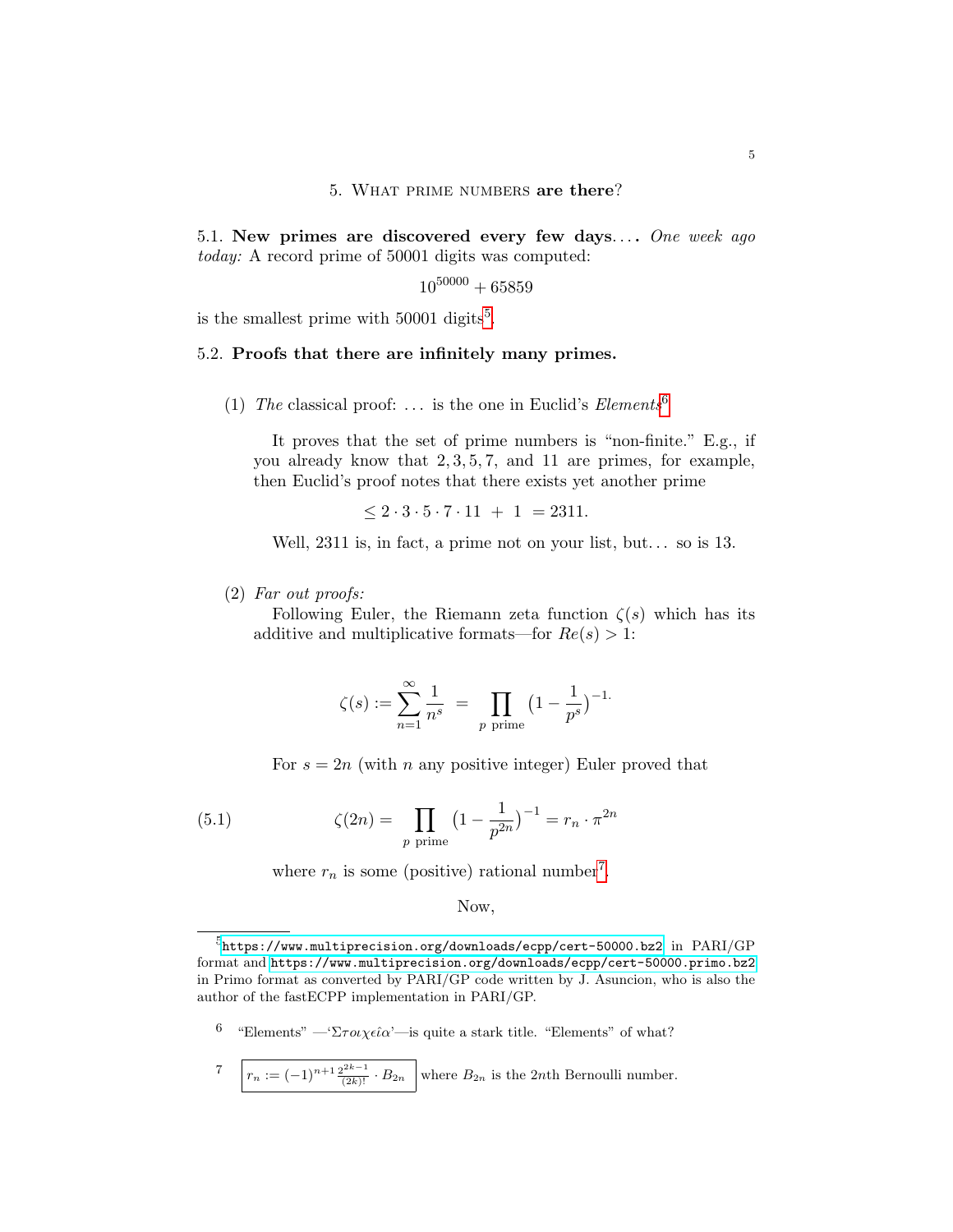## 5. What prime numbers **are there**?

5.1. **New primes are discovered every few days**. . . . *One week ago today:* A record prime of 50001 digits was computed:

$$10^{50000} + 65859$$

is the smallest prime with 50001 digits[5].

5.2. **Proofs that there are infinitely many primes.**

(1) *The* classical proof: . . . is the one in Euclid's *Elements*[6]

It proves that the set of prime numbers is "non-finite." E.g., if you already know that $2, 3, 5, 7$, and $11$ are primes, for example, then Euclid's proof notes that there exists yet another prime

$$\leq 2 \cdot 3 \cdot 5 \cdot 7 \cdot 11 \; + \; 1 \; = 2311.$$

Well, 2311 is, in fact, a prime not on your list, but. . . so is 13.

(2) *Far out proofs:*

Following Euler, the Riemann zeta function $\zeta(s)$ which has its additive and multiplicative formats—for $Re(s) > 1$:

$$\zeta(s) := \sum_{n=1}^{\infty} \frac{1}{n^s} \;=\; \prod_{p \text{ prime}} \big(1 - \frac{1}{p^s}\big)^{-1.}$$

For $s = 2n$ (with $n$ any positive integer) Euler proved that

$$\zeta(2n) = \prod_{p \text{ prime}} \big(1 - \frac{1}{p^{2n}}\big)^{-1} = r_n \cdot \pi^{2n} \tag{5.1}$$

where $r_n$ is some (positive) rational number[7].

Now,

---

[5] https://www.multiprecision.org/downloads/ecpp/cert-50000.bz2 in PARI/GP format and https://www.multiprecision.org/downloads/ecpp/cert-50000.primo.bz2 in Primo format as converted by PARI/GP code written by J. Asuncion, who is also the author of the fastECPP implementation in PARI/GP.

[6] "Elements" —'Στοιχεῖα'—is quite a stark title. "Elements" of what?

[7] $r_n := (-1)^{n+1} \frac{2^{2k-1}}{(2k)!} \cdot B_{2n}$ where $B_{2n}$ is the $2n$th Bernoulli number.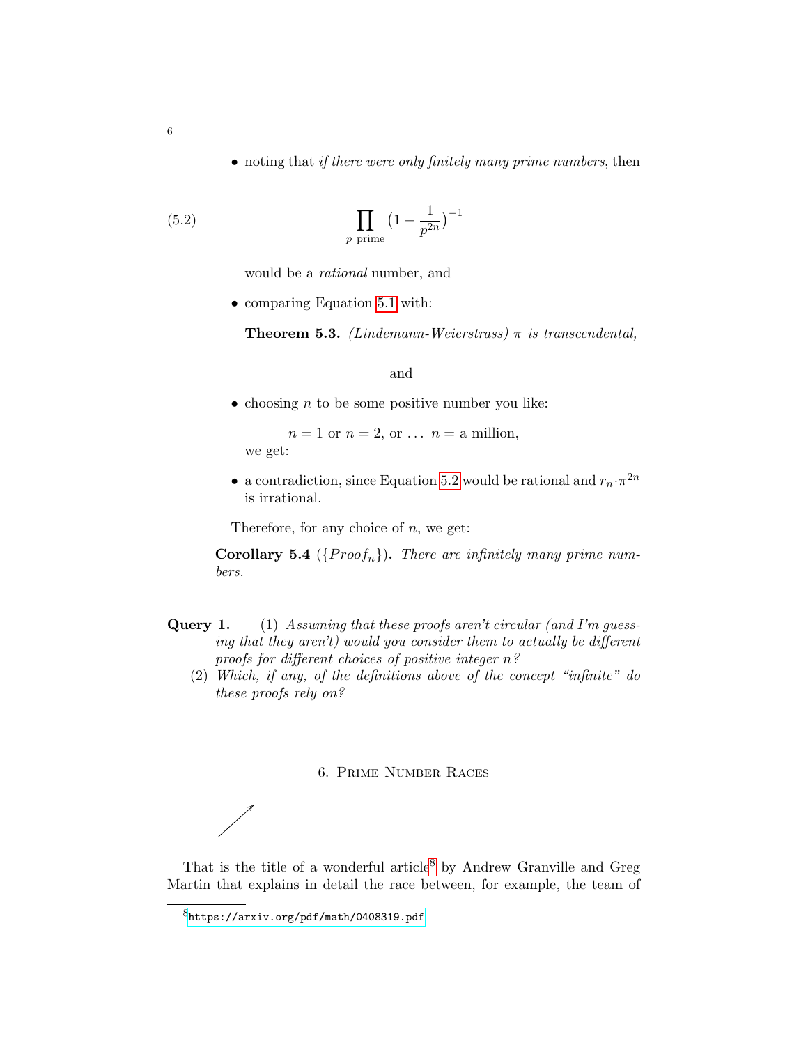- noting that *if there were only finitely many prime numbers*, then

$$\prod_{p \text{ prime}} \left(1 - \frac{1}{p^{2n}}\right)^{-1} \tag{5.2}$$

  would be a *rational* number, and

- comparing Equation 5.1 with:

  **Theorem 5.3.** *(Lindemann-Weierstrass) $\pi$ is transcendental,*

  and

- choosing $n$ to be some positive number you like:

  $n = 1$ or $n = 2$, or … $n =$ a million,

  we get:

- a contradiction, since Equation 5.2 would be rational and $r_n \cdot \pi^{2n}$ is irrational.

Therefore, for any choice of $n$, we get:

**Corollary 5.4** ($\{Proof_n\}$)**.** *There are infinitely many prime numbers.*

**Query 1.** (1) *Assuming that these proofs aren't circular (and I'm guessing that they aren't) would you consider them to actually be different proofs for different choices of positive integer $n$?*

(2) *Which, if any, of the definitions above of the concept "infinite" do these proofs rely on?*

## 6. Prime Number Races

↗

That is the title of a wonderful article[8] by Andrew Granville and Greg Martin that explains in detail the race between, for example, the team of

[8] https://arxiv.org/pdf/math/0408319.pdf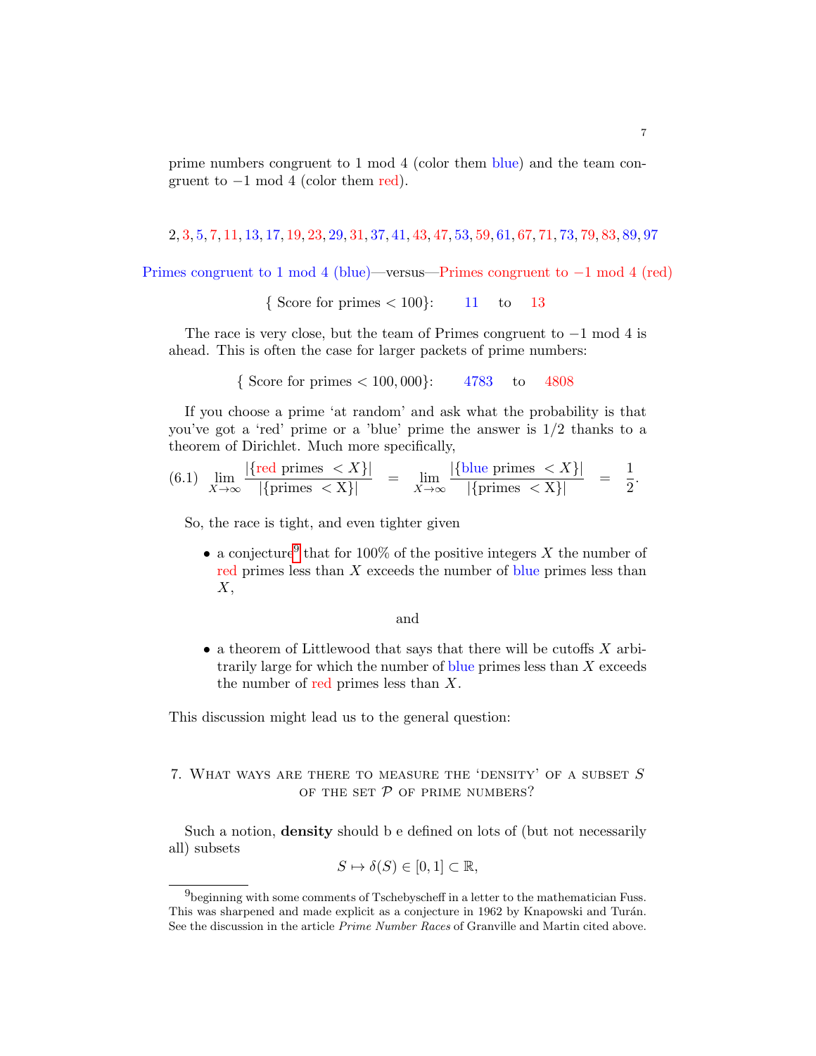prime numbers congruent to 1 mod 4 (color them blue) and the team congruent to −1 mod 4 (color them red).

2, 3, 5, 7, 11, 13, 17, 19, 23, 29, 31, 37, 41, 43, 47, 53, 59, 61, 67, 71, 73, 79, 83, 89, 97

Primes congruent to 1 mod 4 (blue)—versus—Primes congruent to −1 mod 4 (red)

{ Score for primes $< 100$}: 11 to 13

The race is very close, but the team of Primes congruent to −1 mod 4 is ahead. This is often the case for larger packets of prime numbers:

{ Score for primes $< 100,000$}: 4783 to 4808

If you choose a prime 'at random' and ask what the probability is that you've got a 'red' prime or a 'blue' prime the answer is 1/2 thanks to a theorem of Dirichlet. Much more specifically,

$$\lim_{X\to\infty} \frac{|\{\text{red primes } < X\}|}{|\{\text{primes } < \text{X}\}|} \;=\; \lim_{X\to\infty} \frac{|\{\text{blue primes } < X\}|}{|\{\text{primes } < \text{X}\}|} \;=\; \frac{1}{2}. \tag{6.1}$$

So, the race is tight, and even tighter given

- a conjecture[9] that for 100% of the positive integers $X$ the number of red primes less than $X$ exceeds the number of blue primes less than $X$,

and

- a theorem of Littlewood that says that there will be cutoffs $X$ arbitrarily large for which the number of blue primes less than $X$ exceeds the number of red primes less than $X$.

This discussion might lead us to the general question:

## 7. What ways are there to measure the 'density' of a subset $S$ of the set $\mathcal{P}$ of prime numbers?

Such a notion, **density** should b e defined on lots of (but not necessarily all) subsets

$$S \mapsto \delta(S) \in [0, 1] \subset \mathbb{R},$$

[9]beginning with some comments of Tschebyscheff in a letter to the mathematician Fuss. This was sharpened and made explicit as a conjecture in 1962 by Knapowski and Turán. See the discussion in the article *Prime Number Races* of Granville and Martin cited above.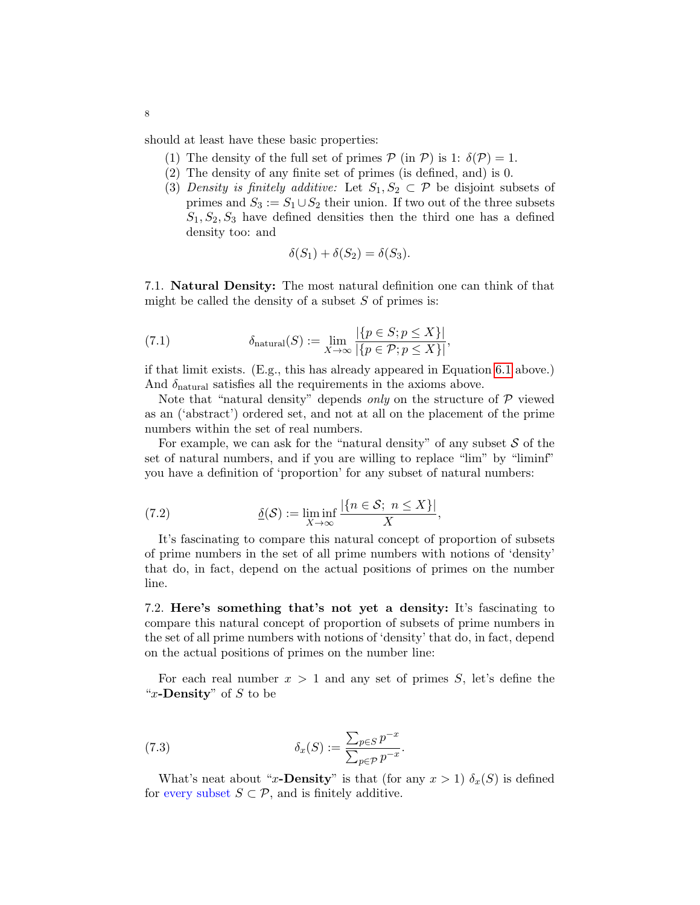should at least have these basic properties:

1. The density of the full set of primes $\mathcal{P}$ (in $\mathcal{P}$) is 1: $\delta(\mathcal{P}) = 1$.
2. The density of any finite set of primes (is defined, and) is 0.
3. *Density is finitely additive:* Let $S_1, S_2 \subset \mathcal{P}$ be disjoint subsets of primes and $S_3 := S_1 \cup S_2$ their union. If two out of the three subsets $S_1, S_2, S_3$ have defined densities then the third one has a defined density too: and

$$\delta(S_1) + \delta(S_2) = \delta(S_3).$$

7.1. **Natural Density:** The most natural definition one can think of that might be called the density of a subset $S$ of primes is:

$$\delta_{\text{natural}}(S) := \lim_{X \to \infty} \frac{|\{p \in S; p \leq X\}|}{|\{p \in \mathcal{P}; p \leq X\}|}, \tag{7.1}$$

if that limit exists. (E.g., this has already appeared in Equation 6.1 above.) And $\delta_{\text{natural}}$ satisfies all the requirements in the axioms above.

Note that "natural density" depends *only* on the structure of $\mathcal{P}$ viewed as an ('abstract') ordered set, and not at all on the placement of the prime numbers within the set of real numbers.

For example, we can ask for the "natural density" of any subset $\mathcal{S}$ of the set of natural numbers, and if you are willing to replace "lim" by "liminf" you have a definition of 'proportion' for any subset of natural numbers:

$$\underline{\delta}(\mathcal{S}) := \liminf_{X \to \infty} \frac{|\{n \in \mathcal{S};\ n \leq X\}|}{X}, \tag{7.2}$$

It's fascinating to compare this natural concept of proportion of subsets of prime numbers in the set of all prime numbers with notions of 'density' that do, in fact, depend on the actual positions of primes on the number line.

7.2. **Here's something that's not yet a density:** It's fascinating to compare this natural concept of proportion of subsets of prime numbers in the set of all prime numbers with notions of 'density' that do, in fact, depend on the actual positions of primes on the number line:

For each real number $x > 1$ and any set of primes $S$, let's define the "$x$-**Density**" of $S$ to be

$$\delta_x(S) := \frac{\sum_{p \in S} p^{-x}}{\sum_{p \in \mathcal{P}} p^{-x}}. \tag{7.3}$$

What's neat about "$x$-**Density**" is that (for any $x > 1$) $\delta_x(S)$ is defined for every subset $S \subset \mathcal{P}$, and is finitely additive.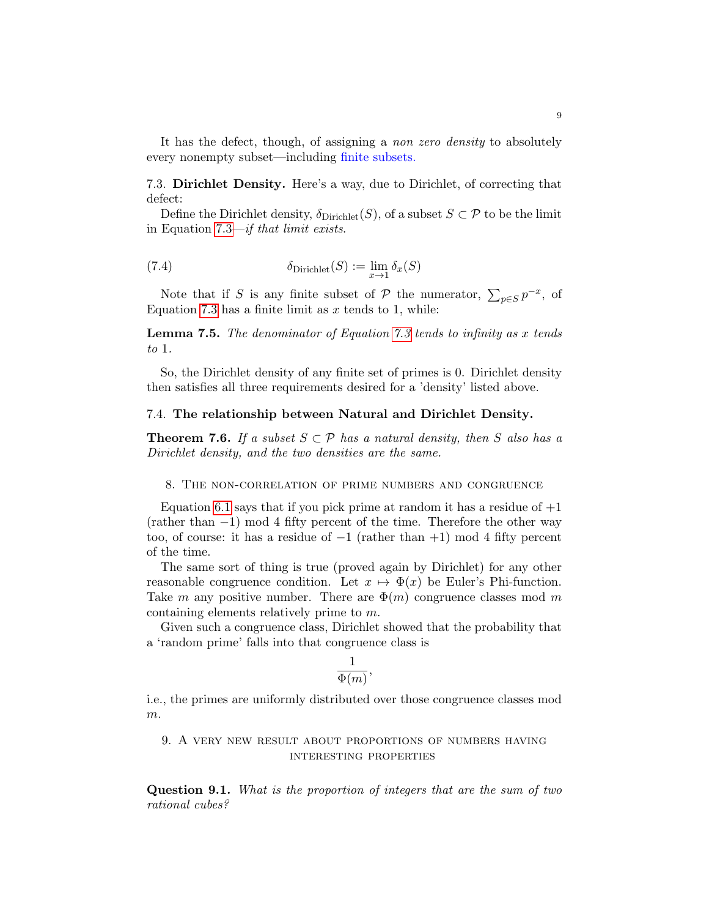It has the defect, though, of assigning a *non zero density* to absolutely every nonempty subset—including finite subsets.

### 7.3. Dirichlet Density.

Here's a way, due to Dirichlet, of correcting that defect:

Define the Dirichlet density, $\delta_{\text{Dirichlet}}(S)$, of a subset $S \subset \mathcal{P}$ to be the limit in Equation 7.3—*if that limit exists.*

$$\delta_{\text{Dirichlet}}(S) := \lim_{x \to 1} \delta_x(S) \tag{7.4}$$

Note that if $S$ is any finite subset of $\mathcal{P}$ the numerator, $\sum_{p \in S} p^{-x}$, of Equation 7.3 has a finite limit as $x$ tends to 1, while:

**Lemma 7.5.** *The denominator of Equation 7.3 tends to infinity as $x$ tends to* 1.

So, the Dirichlet density of any finite set of primes is 0. Dirichlet density then satisfies all three requirements desired for a 'density' listed above.

### 7.4. The relationship between Natural and Dirichlet Density.

**Theorem 7.6.** *If a subset $S \subset \mathcal{P}$ has a natural density, then $S$ also has a Dirichlet density, and the two densities are the same.*

## 8. The non-correlation of prime numbers and congruence

Equation 6.1 says that if you pick prime at random it has a residue of $+1$ (rather than $-1$) mod 4 fifty percent of the time. Therefore the other way too, of course: it has a residue of $-1$ (rather than $+1$) mod 4 fifty percent of the time.

The same sort of thing is true (proved again by Dirichlet) for any other reasonable congruence condition. Let $x \mapsto \Phi(x)$ be Euler's Phi-function. Take $m$ any positive number. There are $\Phi(m)$ congruence classes mod $m$ containing elements relatively prime to $m$.

Given such a congruence class, Dirichlet showed that the probability that a 'random prime' falls into that congruence class is

$$\frac{1}{\Phi(m)},$$

i.e., the primes are uniformly distributed over those congruence classes mod $m$.

## 9. A very new result about proportions of numbers having interesting properties

**Question 9.1.** *What is the proportion of integers that are the sum of two rational cubes?*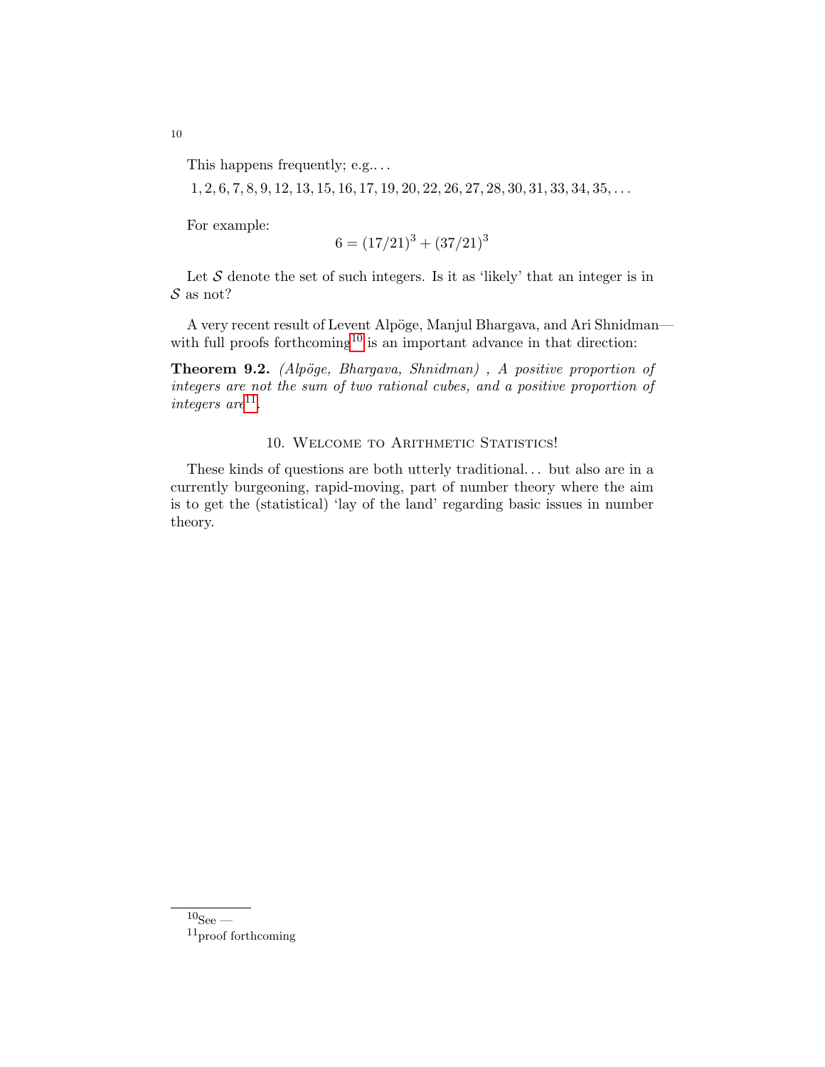This happens frequently; e.g....

$$1, 2, 6, 7, 8, 9, 12, 13, 15, 16, 17, 19, 20, 22, 26, 27, 28, 30, 31, 33, 34, 35, \ldots$$

For example:

$$6 = (17/21)^3 + (37/21)^3$$

Let $\mathcal{S}$ denote the set of such integers. Is it as 'likely' that an integer is in $\mathcal{S}$ as not?

A very recent result of Levent Alpöge, Manjul Bhargava, and Ari Shnidman—with full proofs forthcoming[10] is an important advance in that direction:

**Theorem 9.2.** *(Alpöge, Bhargava, Shnidman) , A positive proportion of integers are not the sum of two rational cubes, and a positive proportion of integers are*[11]*.*

## 10. Welcome to Arithmetic Statistics!

These kinds of questions are both utterly traditional... but also are in a currently burgeoning, rapid-moving, part of number theory where the aim is to get the (statistical) 'lay of the land' regarding basic issues in number theory.

---

[10] See —

[11] proof forthcoming